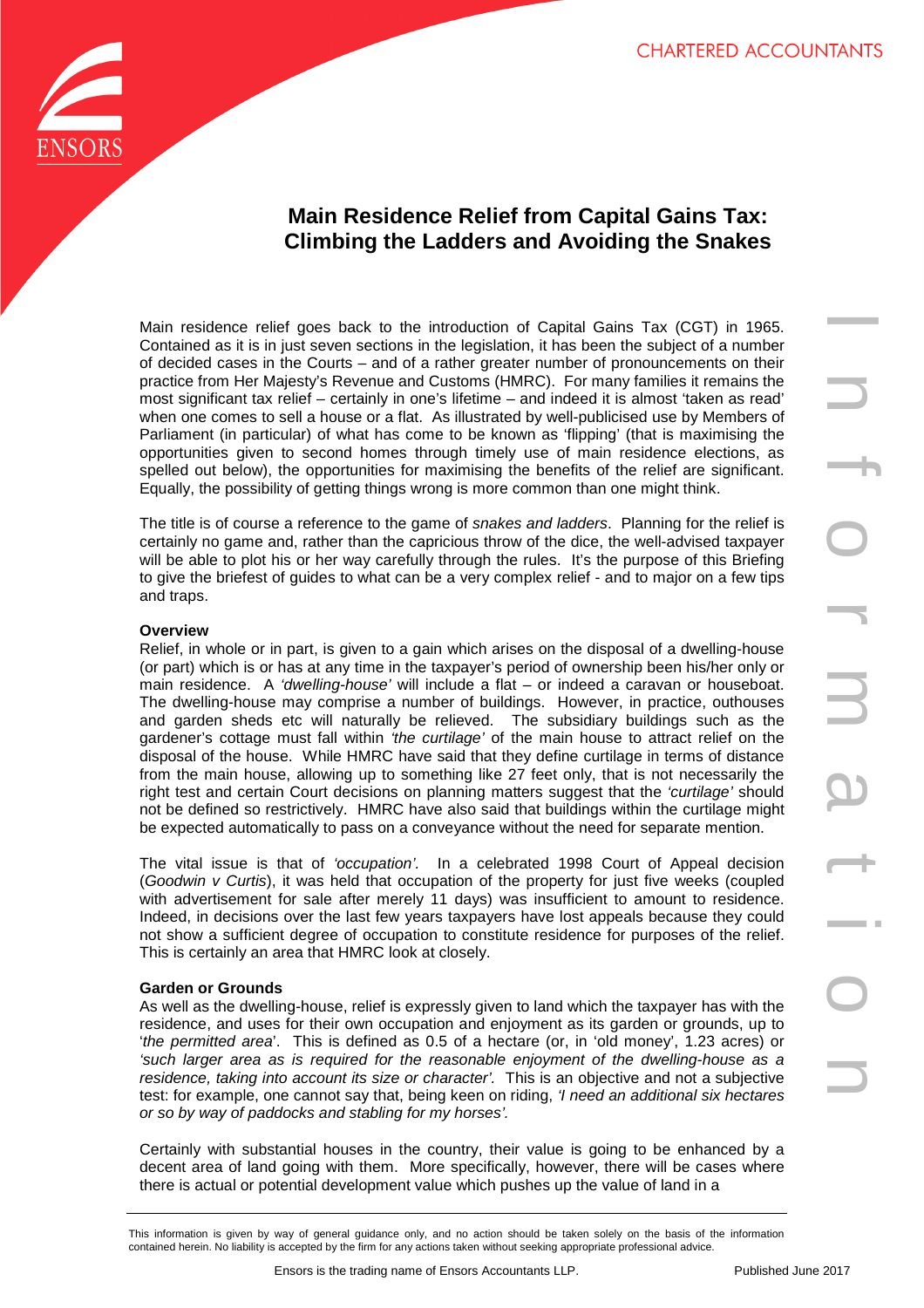# Main Residence Relief from Capital Gains Tax: Climbing the Ladders and Avoiding the Snakes

Main residence relief goes back to the introduction of Capital Gains Tax (CGT) in 1965. Contained as it is in just seven sections in the legislation, it has been the subject of a number of decided cases in the Courts – and of a rather greater number of pronouncements on their practice from Her Majesty's Revenue and Customs (HMRC). For many families it remains the most significant tax relief – certainly in one's lifetime – and indeed it is almost 'taken as read' when one comes to sell a house or a flat. As illustrated by well-publicised use by Members of Parliament (in particular) of what has come to be known as 'flipping' (that is maximising the opportunities given to second homes through timely use of main residence elections, as spelled out below), the opportunities for maximising the benefits of the relief are significant. Equally, the possibility of getting things wrong is more common than one might think.

The title is of course a reference to the game of *snakes and ladders*. Planning for the relief is certainly no game and, rather than the capricious throw of the dice, the well-advised taxpayer will be able to plot his or her way carefully through the rules. It's the purpose of this Briefing to give the briefest of guides to what can be a very complex relief - and to major on a few tips and traps.

**Overview**

Relief, in whole or in part, is given to a gain which arises on the disposal of a dwelling-house (or part) which is or has at any time in the taxpayer's period of ownership been his/her only or main residence. A *'dwelling-house'* will include a flat – or indeed a caravan or houseboat. The dwelling-house may comprise a number of buildings. However, in practice, outhouses and garden sheds etc will naturally be relieved. The subsidiary buildings such as the gardener's cottage must fall within *'the curtilage'* of the main house to attract relief on the disposal of the house. While HMRC have said that they define curtilage in terms of distance from the main house, allowing up to something like 27 feet only, that is not necessarily the right test and certain Court decisions on planning matters suggest that the *'curtilage'* should not be defined so restrictively. HMRC have also said that buildings within the curtilage might be expected automatically to pass on a conveyance without the need for separate mention.

The vital issue is that of *'occupation'.* In a celebrated 1998 Court of Appeal decision (*Goodwin v Curtis*), it was held that occupation of the property for just five weeks (coupled with advertisement for sale after merely 11 days) was insufficient to amount to residence. Indeed, in decisions over the last few years taxpayers have lost appeals because they could not show a sufficient degree of occupation to constitute residence for purposes of the relief. This is certainly an area that HMRC look at closely.

**Garden or Grounds**

As well as the dwelling-house, relief is expressly given to land which the taxpayer has with the residence, and uses for their own occupation and enjoyment as its garden or grounds, up to '*the permitted area*'. This is defined as 0.5 of a hectare (or, in 'old money', 1.23 acres) or *'such larger area as is required for the reasonable enjoyment of the dwelling-house as a residence, taking into account its size or character'.* This is an objective and not a subjective test: for example, one cannot say that, being keen on riding, *'I need an additional six hectares or so by way of paddocks and stabling for my horses'.*

Certainly with substantial houses in the country, their value is going to be enhanced by a decent area of land going with them. More specifically, however, there will be cases where there is actual or potential development value which pushes up the value of land in a

This information is given by way of general guidance only, and no action should be taken solely on the basis of the information contained herein. No liability is accepted by the firm for any actions taken without seeking appropriate professional advice.

Ensors is the trading name of Ensors Accountants LLP.

Published June 2017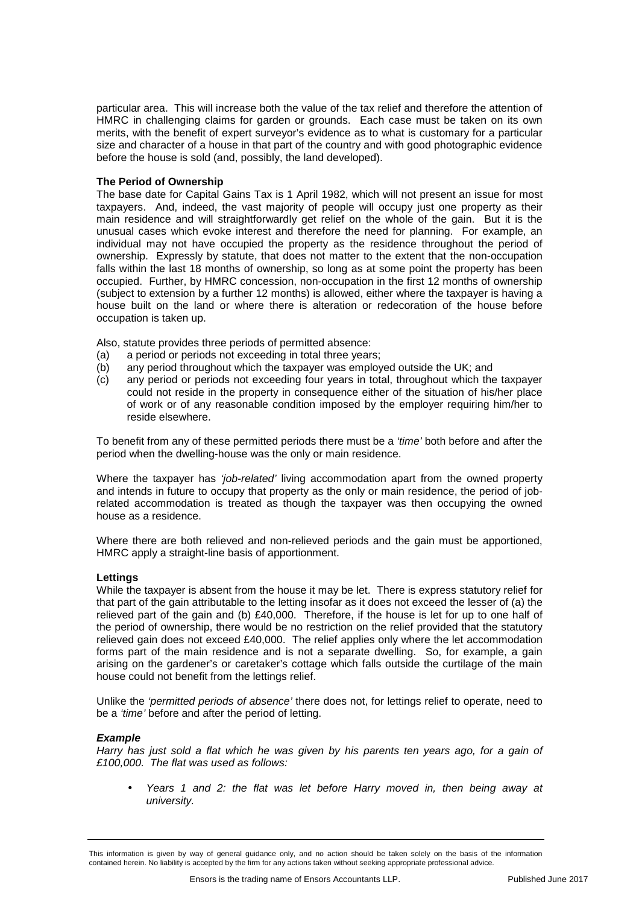particular area. This will increase both the value of the tax relief and therefore the attention of HMRC in challenging claims for garden or grounds. Each case must be taken on its own merits, with the benefit of expert surveyor's evidence as to what is customary for a particular size and character of a house in that part of the country and with good photographic evidence before the house is sold (and, possibly, the land developed).

**The Period of Ownership**

The base date for Capital Gains Tax is 1 April 1982, which will not present an issue for most taxpayers. And, indeed, the vast majority of people will occupy just one property as their main residence and will straightforwardly get relief on the whole of the gain. But it is the unusual cases which evoke interest and therefore the need for planning. For example, an individual may not have occupied the property as the residence throughout the period of ownership. Expressly by statute, that does not matter to the extent that the non-occupation falls within the last 18 months of ownership, so long as at some point the property has been occupied. Further, by HMRC concession, non-occupation in the first 12 months of ownership (subject to extension by a further 12 months) is allowed, either where the taxpayer is having a house built on the land or where there is alteration or redecoration of the house before occupation is taken up.

Also, statute provides three periods of permitted absence:

(a) a period or periods not exceeding in total three years;
(b) any period throughout which the taxpayer was employed outside the UK; and
(c) any period or periods not exceeding four years in total, throughout which the taxpayer could not reside in the property in consequence either of the situation of his/her place of work or of any reasonable condition imposed by the employer requiring him/her to reside elsewhere.

To benefit from any of these permitted periods there must be a *'time'* both before and after the period when the dwelling-house was the only or main residence.

Where the taxpayer has *'job-related'* living accommodation apart from the owned property and intends in future to occupy that property as the only or main residence, the period of job-related accommodation is treated as though the taxpayer was then occupying the owned house as a residence.

Where there are both relieved and non-relieved periods and the gain must be apportioned, HMRC apply a straight-line basis of apportionment.

**Lettings**

While the taxpayer is absent from the house it may be let. There is express statutory relief for that part of the gain attributable to the letting insofar as it does not exceed the lesser of (a) the relieved part of the gain and (b) £40,000. Therefore, if the house is let for up to one half of the period of ownership, there would be no restriction on the relief provided that the statutory relieved gain does not exceed £40,000. The relief applies only where the let accommodation forms part of the main residence and is not a separate dwelling. So, for example, a gain arising on the gardener's or caretaker's cottage which falls outside the curtilage of the main house could not benefit from the lettings relief.

Unlike the *'permitted periods of absence'* there does not, for lettings relief to operate, need to be a *'time'* before and after the period of letting.

***Example***

*Harry has just sold a flat which he was given by his parents ten years ago, for a gain of £100,000. The flat was used as follows:*

- *Years 1 and 2: the flat was let before Harry moved in, then being away at university.*

This information is given by way of general guidance only, and no action should be taken solely on the basis of the information contained herein. No liability is accepted by the firm for any actions taken without seeking appropriate professional advice.

Ensors is the trading name of Ensors Accountants LLP. Published June 2017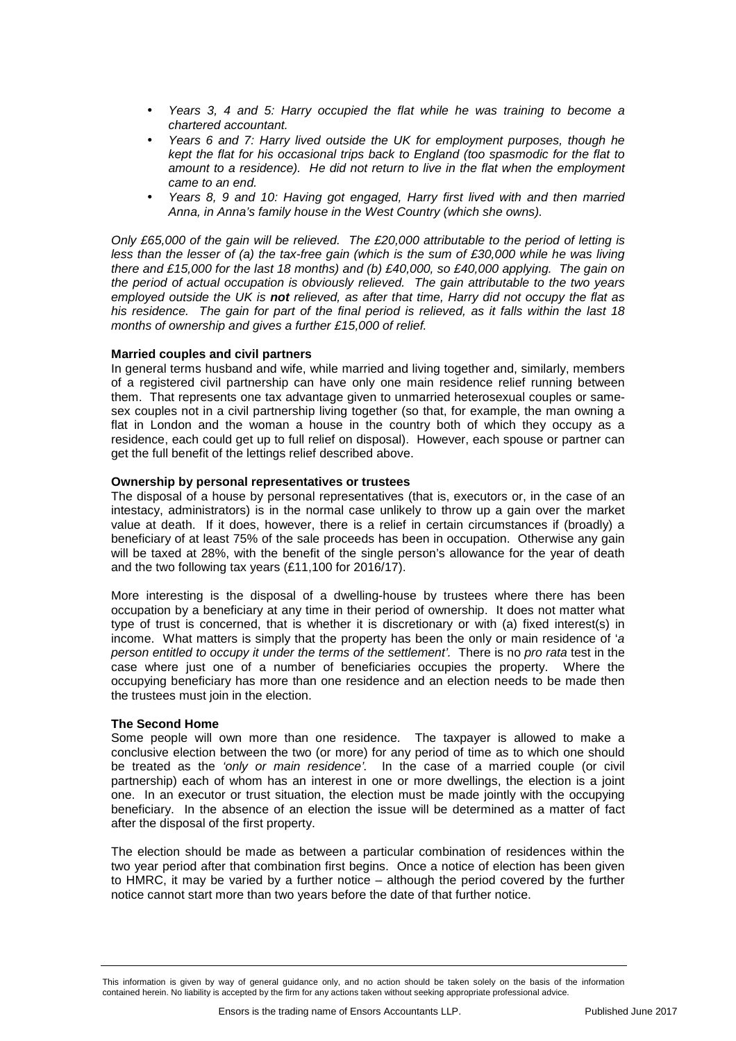- *Years 3, 4 and 5: Harry occupied the flat while he was training to become a chartered accountant.*
- *Years 6 and 7: Harry lived outside the UK for employment purposes, though he kept the flat for his occasional trips back to England (too spasmodic for the flat to amount to a residence). He did not return to live in the flat when the employment came to an end.*
- *Years 8, 9 and 10: Having got engaged, Harry first lived with and then married Anna, in Anna's family house in the West Country (which she owns).*

*Only £65,000 of the gain will be relieved. The £20,000 attributable to the period of letting is less than the lesser of (a) the tax-free gain (which is the sum of £30,000 while he was living there and £15,000 for the last 18 months) and (b) £40,000, so £40,000 applying. The gain on the period of actual occupation is obviously relieved. The gain attributable to the two years employed outside the UK is **not** relieved, as after that time, Harry did not occupy the flat as his residence. The gain for part of the final period is relieved, as it falls within the last 18 months of ownership and gives a further £15,000 of relief.*

**Married couples and civil partners**

In general terms husband and wife, while married and living together and, similarly, members of a registered civil partnership can have only one main residence relief running between them. That represents one tax advantage given to unmarried heterosexual couples or same-sex couples not in a civil partnership living together (so that, for example, the man owning a flat in London and the woman a house in the country both of which they occupy as a residence, each could get up to full relief on disposal). However, each spouse or partner can get the full benefit of the lettings relief described above.

**Ownership by personal representatives or trustees**

The disposal of a house by personal representatives (that is, executors or, in the case of an intestacy, administrators) is in the normal case unlikely to throw up a gain over the market value at death. If it does, however, there is a relief in certain circumstances if (broadly) a beneficiary of at least 75% of the sale proceeds has been in occupation. Otherwise any gain will be taxed at 28%, with the benefit of the single person's allowance for the year of death and the two following tax years (£11,100 for 2016/17).

More interesting is the disposal of a dwelling-house by trustees where there has been occupation by a beneficiary at any time in their period of ownership. It does not matter what type of trust is concerned, that is whether it is discretionary or with (a) fixed interest(s) in income. What matters is simply that the property has been the only or main residence of '*a person entitled to occupy it under the terms of the settlement'.* There is no *pro rata* test in the case where just one of a number of beneficiaries occupies the property. Where the occupying beneficiary has more than one residence and an election needs to be made then the trustees must join in the election.

**The Second Home**

Some people will own more than one residence. The taxpayer is allowed to make a conclusive election between the two (or more) for any period of time as to which one should be treated as the *'only or main residence'*. In the case of a married couple (or civil partnership) each of whom has an interest in one or more dwellings, the election is a joint one. In an executor or trust situation, the election must be made jointly with the occupying beneficiary. In the absence of an election the issue will be determined as a matter of fact after the disposal of the first property.

The election should be made as between a particular combination of residences within the two year period after that combination first begins. Once a notice of election has been given to HMRC, it may be varied by a further notice – although the period covered by the further notice cannot start more than two years before the date of that further notice.

This information is given by way of general guidance only, and no action should be taken solely on the basis of the information contained herein. No liability is accepted by the firm for any actions taken without seeking appropriate professional advice.

Ensors is the trading name of Ensors Accountants LLP. Published June 2017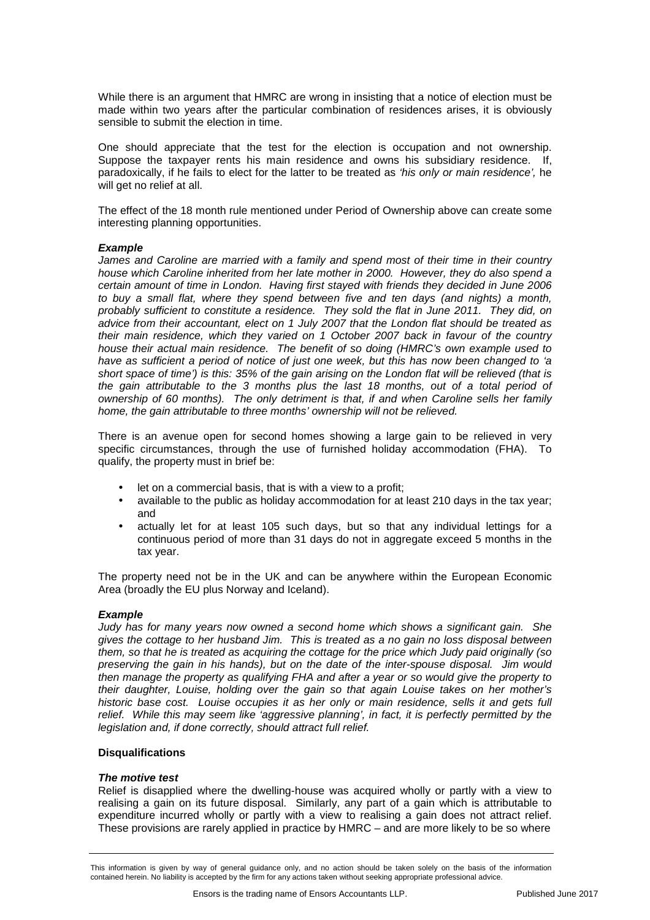While there is an argument that HMRC are wrong in insisting that a notice of election must be made within two years after the particular combination of residences arises, it is obviously sensible to submit the election in time.

One should appreciate that the test for the election is occupation and not ownership. Suppose the taxpayer rents his main residence and owns his subsidiary residence. If, paradoxically, if he fails to elect for the latter to be treated as *'his only or main residence',* he will get no relief at all.

The effect of the 18 month rule mentioned under Period of Ownership above can create some interesting planning opportunities.

***Example***
*James and Caroline are married with a family and spend most of their time in their country house which Caroline inherited from her late mother in 2000. However, they do also spend a certain amount of time in London. Having first stayed with friends they decided in June 2006 to buy a small flat, where they spend between five and ten days (and nights) a month, probably sufficient to constitute a residence. They sold the flat in June 2011. They did, on advice from their accountant, elect on 1 July 2007 that the London flat should be treated as their main residence, which they varied on 1 October 2007 back in favour of the country house their actual main residence. The benefit of so doing (HMRC's own example used to have as sufficient a period of notice of just one week, but this has now been changed to 'a short space of time') is this: 35% of the gain arising on the London flat will be relieved (that is the gain attributable to the 3 months plus the last 18 months, out of a total period of ownership of 60 months). The only detriment is that, if and when Caroline sells her family home, the gain attributable to three months' ownership will not be relieved.*

There is an avenue open for second homes showing a large gain to be relieved in very specific circumstances, through the use of furnished holiday accommodation (FHA). To qualify, the property must in brief be:

- let on a commercial basis, that is with a view to a profit;
- available to the public as holiday accommodation for at least 210 days in the tax year; and
- actually let for at least 105 such days, but so that any individual lettings for a continuous period of more than 31 days do not in aggregate exceed 5 months in the tax year.

The property need not be in the UK and can be anywhere within the European Economic Area (broadly the EU plus Norway and Iceland).

***Example***
*Judy has for many years now owned a second home which shows a significant gain. She gives the cottage to her husband Jim. This is treated as a no gain no loss disposal between them, so that he is treated as acquiring the cottage for the price which Judy paid originally (so preserving the gain in his hands), but on the date of the inter-spouse disposal. Jim would then manage the property as qualifying FHA and after a year or so would give the property to their daughter, Louise, holding over the gain so that again Louise takes on her mother's historic base cost. Louise occupies it as her only or main residence, sells it and gets full relief. While this may seem like 'aggressive planning', in fact, it is perfectly permitted by the legislation and, if done correctly, should attract full relief.*

**Disqualifications**

***The motive test***
Relief is disapplied where the dwelling-house was acquired wholly or partly with a view to realising a gain on its future disposal. Similarly, any part of a gain which is attributable to expenditure incurred wholly or partly with a view to realising a gain does not attract relief. These provisions are rarely applied in practice by HMRC – and are more likely to be so where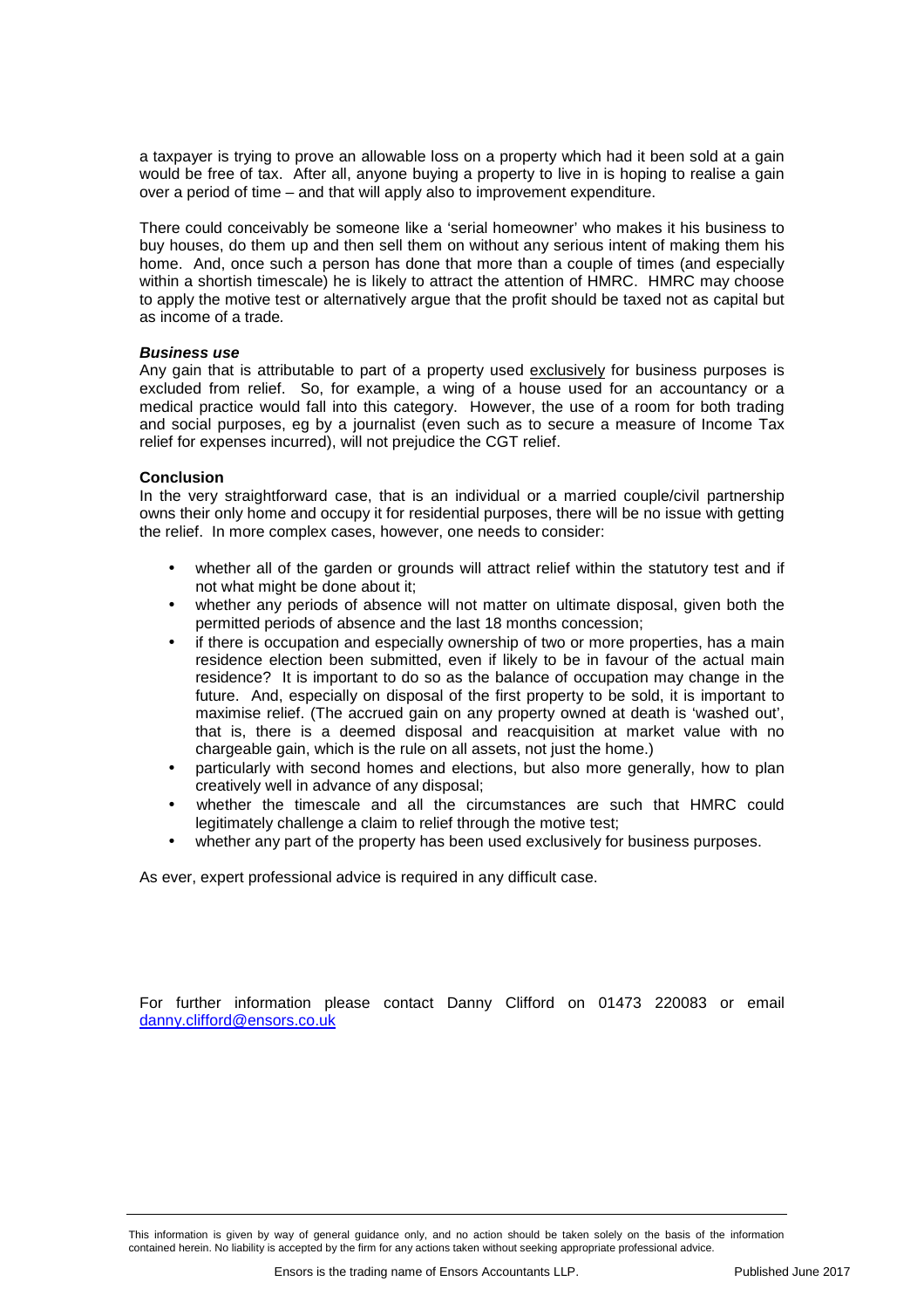a taxpayer is trying to prove an allowable loss on a property which had it been sold at a gain would be free of tax. After all, anyone buying a property to live in is hoping to realise a gain over a period of time – and that will apply also to improvement expenditure.

There could conceivably be someone like a 'serial homeowner' who makes it his business to buy houses, do them up and then sell them on without any serious intent of making them his home. And, once such a person has done that more than a couple of times (and especially within a shortish timescale) he is likely to attract the attention of HMRC. HMRC may choose to apply the motive test or alternatively argue that the profit should be taxed not as capital but as income of a trade.

***Business use***

Any gain that is attributable to part of a property used exclusively for business purposes is excluded from relief. So, for example, a wing of a house used for an accountancy or a medical practice would fall into this category. However, the use of a room for both trading and social purposes, eg by a journalist (even such as to secure a measure of Income Tax relief for expenses incurred), will not prejudice the CGT relief.

**Conclusion**

In the very straightforward case, that is an individual or a married couple/civil partnership owns their only home and occupy it for residential purposes, there will be no issue with getting the relief. In more complex cases, however, one needs to consider:

- whether all of the garden or grounds will attract relief within the statutory test and if not what might be done about it;
- whether any periods of absence will not matter on ultimate disposal, given both the permitted periods of absence and the last 18 months concession;
- if there is occupation and especially ownership of two or more properties, has a main residence election been submitted, even if likely to be in favour of the actual main residence? It is important to do so as the balance of occupation may change in the future. And, especially on disposal of the first property to be sold, it is important to maximise relief. (The accrued gain on any property owned at death is 'washed out', that is, there is a deemed disposal and reacquisition at market value with no chargeable gain, which is the rule on all assets, not just the home.)
- particularly with second homes and elections, but also more generally, how to plan creatively well in advance of any disposal;
- whether the timescale and all the circumstances are such that HMRC could legitimately challenge a claim to relief through the motive test;
- whether any part of the property has been used exclusively for business purposes.

As ever, expert professional advice is required in any difficult case.

For further information please contact Danny Clifford on 01473 220083 or email danny.clifford@ensors.co.uk

This information is given by way of general guidance only, and no action should be taken solely on the basis of the information contained herein. No liability is accepted by the firm for any actions taken without seeking appropriate professional advice.

Ensors is the trading name of Ensors Accountants LLP. Published June 2017